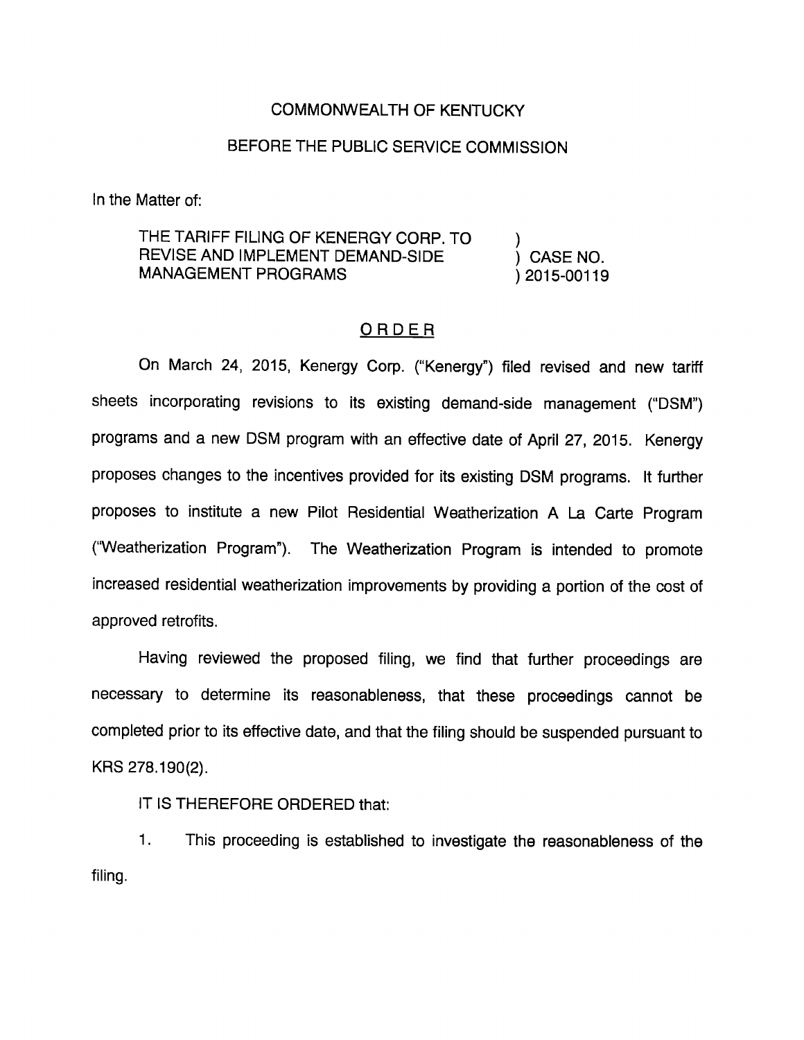COMMONWEALTH OF KENTUCKY

BEFORE THE PUBLIC SERVICE COMMISSION

In the Matter of:

| | | |
|---|---|---|
| THE TARIFF FILING OF KENERGY CORP. TO REVISE AND IMPLEMENT DEMAND-SIDE MANAGEMENT PROGRAMS | ) <br> ) <br> ) | CASE NO. <br> 2015-00119 |

## ORDER

On March 24, 2015, Kenergy Corp. ("Kenergy") filed revised and new tariff sheets incorporating revisions to its existing demand-side management ("DSM") programs and a new DSM program with an effective date of April 27, 2015. Kenergy proposes changes to the incentives provided for its existing DSM programs. It further proposes to institute a new Pilot Residential Weatherization A La Carte Program ("Weatherization Program"). The Weatherization Program is intended to promote increased residential weatherization improvements by providing a portion of the cost of approved retrofits.

Having reviewed the proposed filing, we find that further proceedings are necessary to determine its reasonableness, that these proceedings cannot be completed prior to its effective date, and that the filing should be suspended pursuant to KRS 278.190(2).

IT IS THEREFORE ORDERED that:

1. This proceeding is established to investigate the reasonableness of the filing.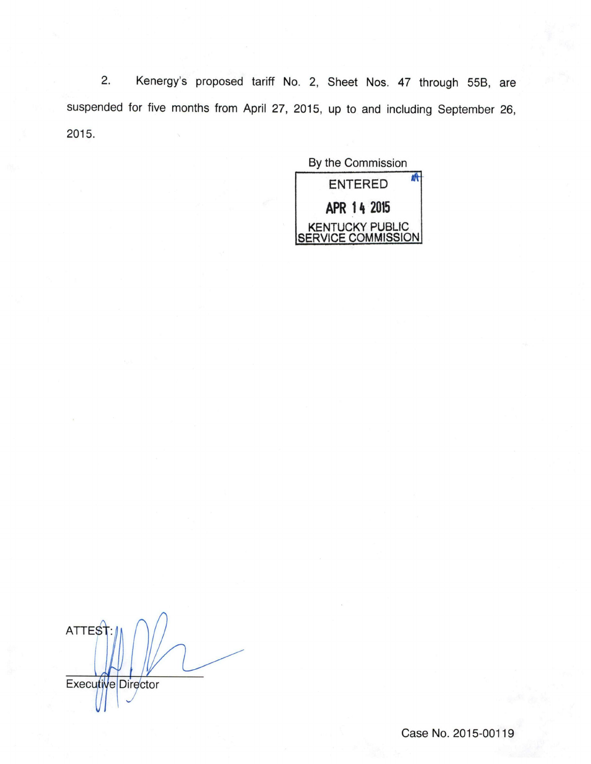2. Kenergy's proposed tariff No. 2, Sheet Nos. 47 through 55B, are suspended for five months from April 27, 2015, up to and including September 26, 2015.

By the Commission

ENTERED

APR 14 2015

KENTUCKY PUBLIC SERVICE COMMISSION

ATTEST:

Executive Director

Case No. 2015-00119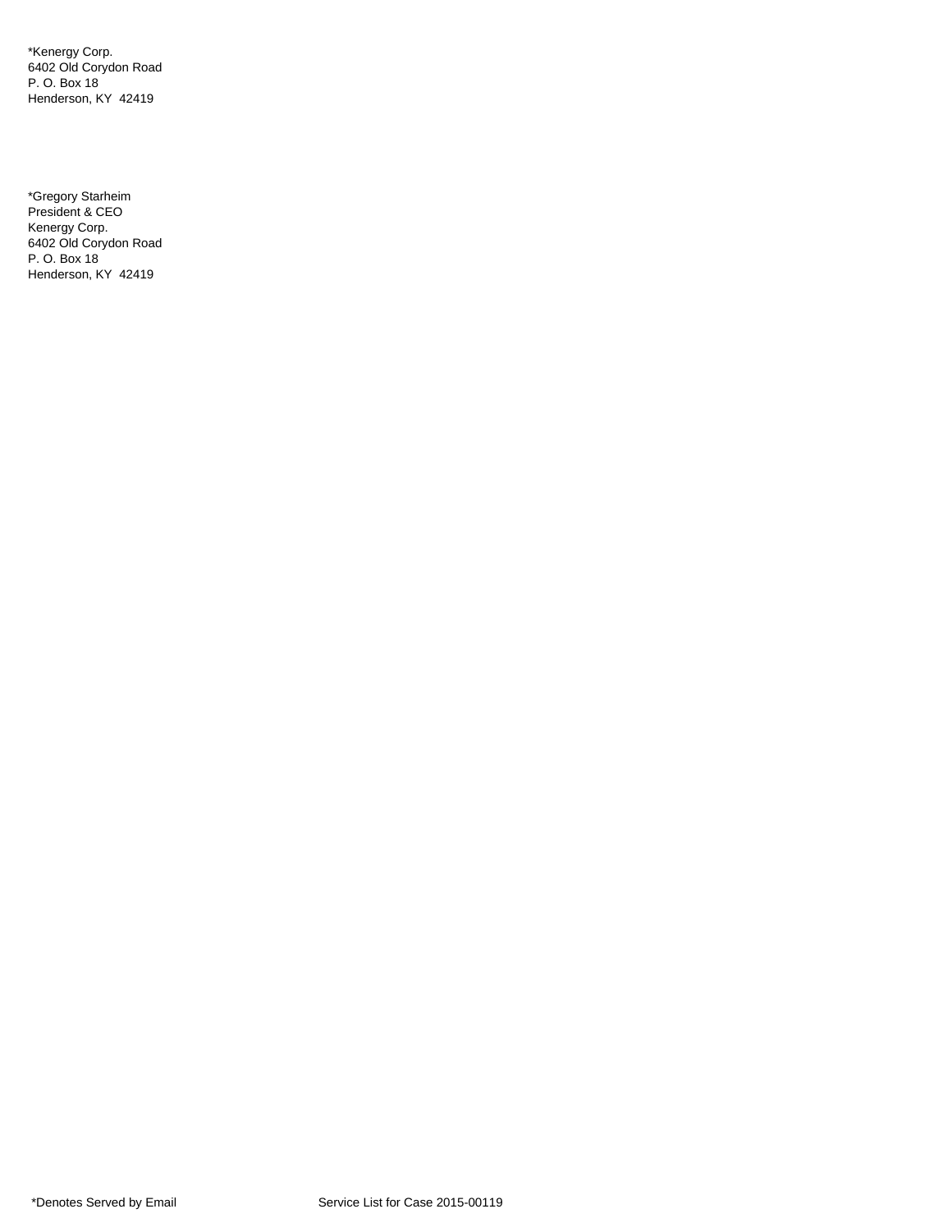*Kenergy Corp.
6402 Old Corydon Road
P. O. Box 18
Henderson, KY 42419

*Gregory Starheim
President & CEO
Kenergy Corp.
6402 Old Corydon Road
P. O. Box 18
Henderson, KY 42419